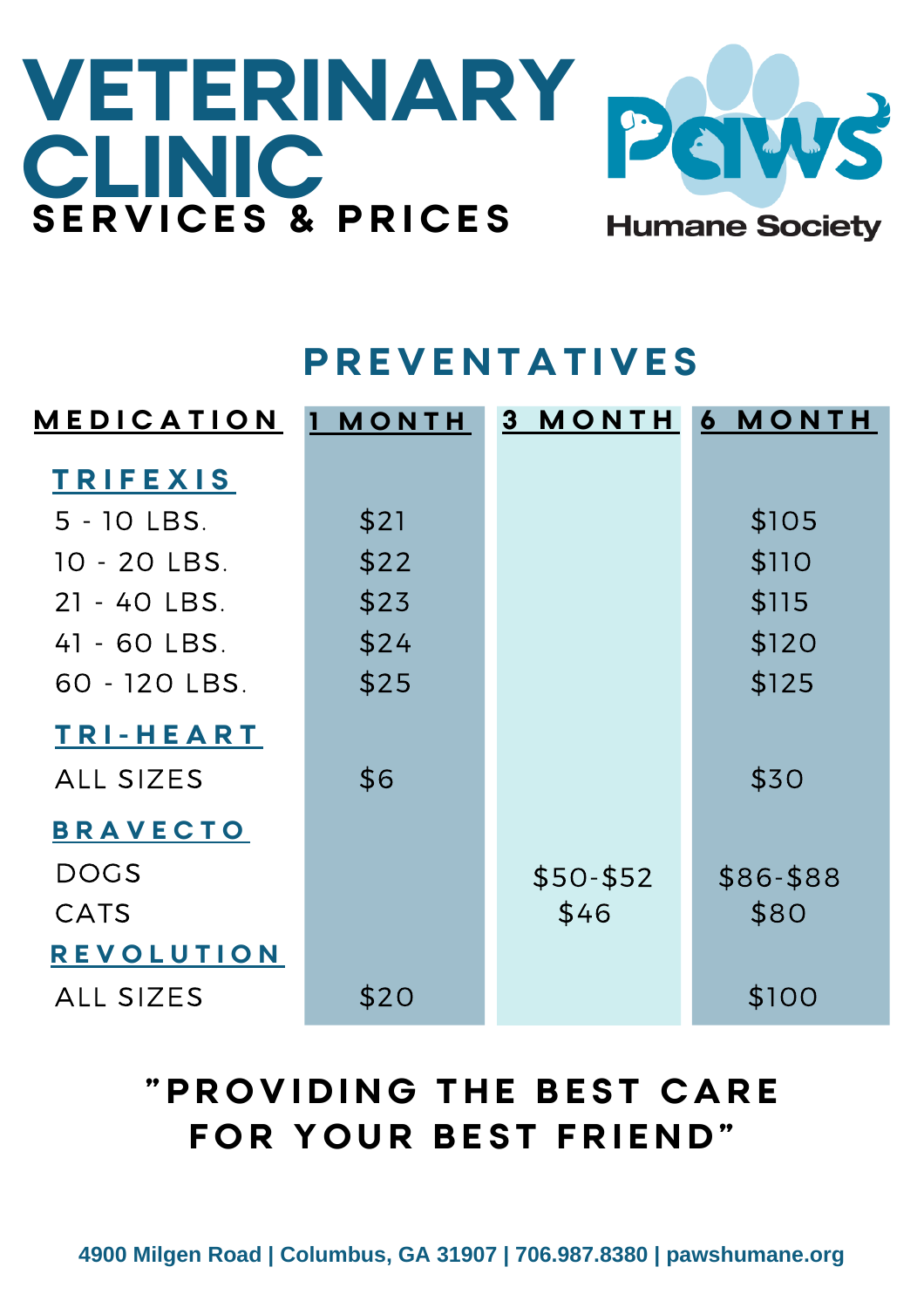# VETERINARY CLINIC

## SERVICES & PRICES

Paws Humane Society

## PREVENTATIVES

| MEDICATION | 1 MONTH | 3 MONTH | 6 MONTH |
|---|---|---|---|
| **TRIFEXIS** | | | |
| 5 - 10 LBS. | $21 | | $105 |
| 10 - 20 LBS. | $22 | | $110 |
| 21 - 40 LBS. | $23 | | $115 |
| 41 - 60 LBS. | $24 | | $120 |
| 60 - 120 LBS. | $25 | | $125 |
| **TRI-HEART** | | | |
| ALL SIZES | $6 | | $30 |
| **BRAVECTO** | | | |
| DOGS | | $50-$52 | $86-$88 |
| CATS | | $46 | $80 |
| **REVOLUTION** | | | |
| ALL SIZES | $20 | | $100 |

**"PROVIDING THE BEST CARE FOR YOUR BEST FRIEND"**

4900 Milgen Road | Columbus, GA 31907 | 706.987.8380 | pawshumane.org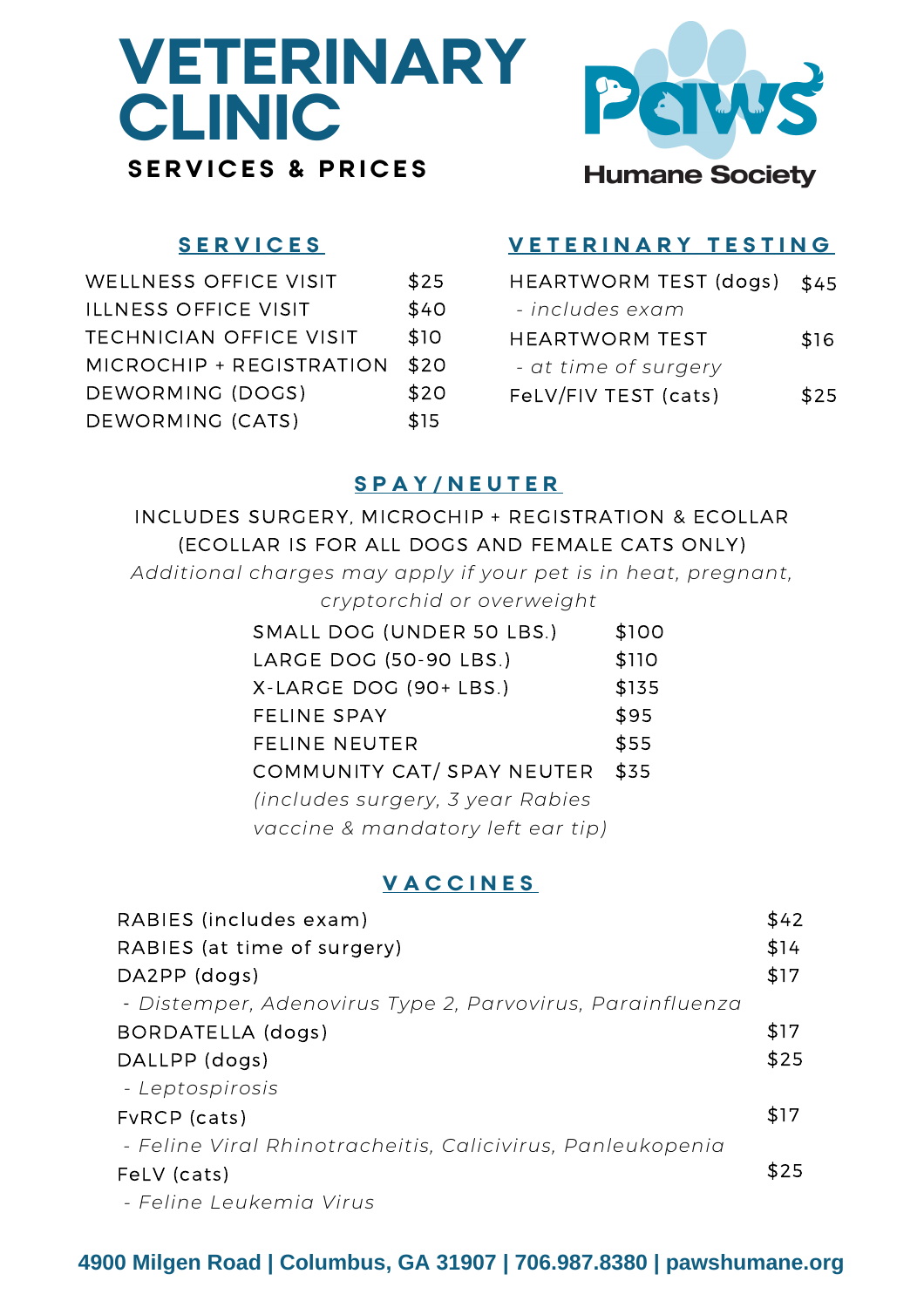# VETERINARY CLINIC

**SERVICES & PRICES**

Paws Humane Society

## SERVICES

| | |
|---|---|
| WELLNESS OFFICE VISIT | $25 |
| ILLNESS OFFICE VISIT | $40 |
| TECHNICIAN OFFICE VISIT | $10 |
| MICROCHIP + REGISTRATION | $20 |
| DEWORMING (DOGS) | $20 |
| DEWORMING (CATS) | $15 |

## VETERINARY TESTING

| | |
|---|---|
| HEARTWORM TEST (dogs) *- includes exam* | $45 |
| HEARTWORM TEST *- at time of surgery* | $16 |
| FeLV/FIV TEST (cats) | $25 |

## SPAY/NEUTER

INCLUDES SURGERY, MICROCHIP + REGISTRATION & ECOLLAR
(ECOLLAR IS FOR ALL DOGS AND FEMALE CATS ONLY)

*Additional charges may apply if your pet is in heat, pregnant, cryptorchid or overweight*

| | |
|---|---|
| SMALL DOG (UNDER 50 LBS.) | $100 |
| LARGE DOG (50-90 LBS.) | $110 |
| X-LARGE DOG (90+ LBS.) | $135 |
| FELINE SPAY | $95 |
| FELINE NEUTER | $55 |
| COMMUNITY CAT/ SPAY NEUTER *(includes surgery, 3 year Rabies vaccine & mandatory left ear tip)* | $35 |

## VACCINES

| | |
|---|---|
| RABIES (includes exam) | $42 |
| RABIES (at time of surgery) | $14 |
| DA2PP (dogs) *- Distemper, Adenovirus Type 2, Parvovirus, Parainfluenza* | $17 |
| BORDATELLA (dogs) | $17 |
| DALLPP (dogs) *- Leptospirosis* | $25 |
| FvRCP (cats) *- Feline Viral Rhinotracheitis, Calicivirus, Panleukopenia* | $17 |
| FeLV (cats) *- Feline Leukemia Virus* | $25 |

**4900 Milgen Road | Columbus, GA 31907 | 706.987.8380 | pawshumane.org**